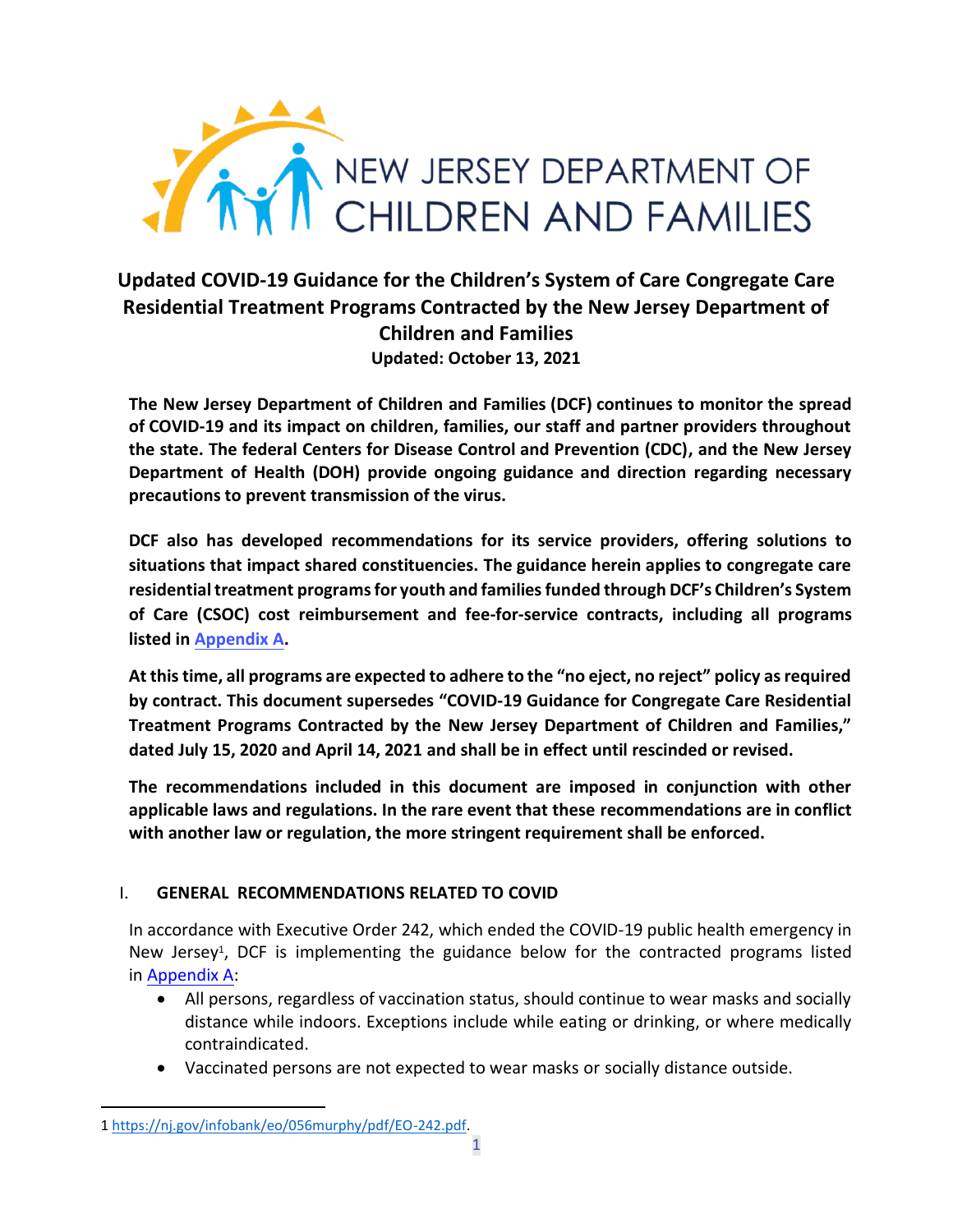NEW JERSEY DEPARTMENT OF CHILDREN AND FAMILIES

# Updated COVID-19 Guidance for the Children's System of Care Congregate Care Residential Treatment Programs Contracted by the New Jersey Department of Children and Families

**Updated: October 13, 2021**

**The New Jersey Department of Children and Families (DCF) continues to monitor the spread of COVID-19 and its impact on children, families, our staff and partner providers throughout the state. The federal Centers for Disease Control and Prevention (CDC), and the New Jersey Department of Health (DOH) provide ongoing guidance and direction regarding necessary precautions to prevent transmission of the virus.**

**DCF also has developed recommendations for its service providers, offering solutions to situations that impact shared constituencies. The guidance herein applies to congregate care residential treatment programs for youth and families funded through DCF's Children's System of Care (CSOC) cost reimbursement and fee-for-service contracts, including all programs listed in Appendix A.**

**At this time, all programs are expected to adhere to the "no eject, no reject" policy as required by contract. This document supersedes "COVID-19 Guidance for Congregate Care Residential Treatment Programs Contracted by the New Jersey Department of Children and Families," dated July 15, 2020 and April 14, 2021 and shall be in effect until rescinded or revised.**

**The recommendations included in this document are imposed in conjunction with other applicable laws and regulations. In the rare event that these recommendations are in conflict with another law or regulation, the more stringent requirement shall be enforced.**

## I. GENERAL RECOMMENDATIONS RELATED TO COVID

In accordance with Executive Order 242, which ended the COVID-19 public health emergency in New Jersey[1], DCF is implementing the guidance below for the contracted programs listed in Appendix A:

- All persons, regardless of vaccination status, should continue to wear masks and socially distance while indoors. Exceptions include while eating or drinking, or where medically contraindicated.
- Vaccinated persons are not expected to wear masks or socially distance outside.

---

1 https://nj.gov/infobank/eo/056murphy/pdf/EO-242.pdf.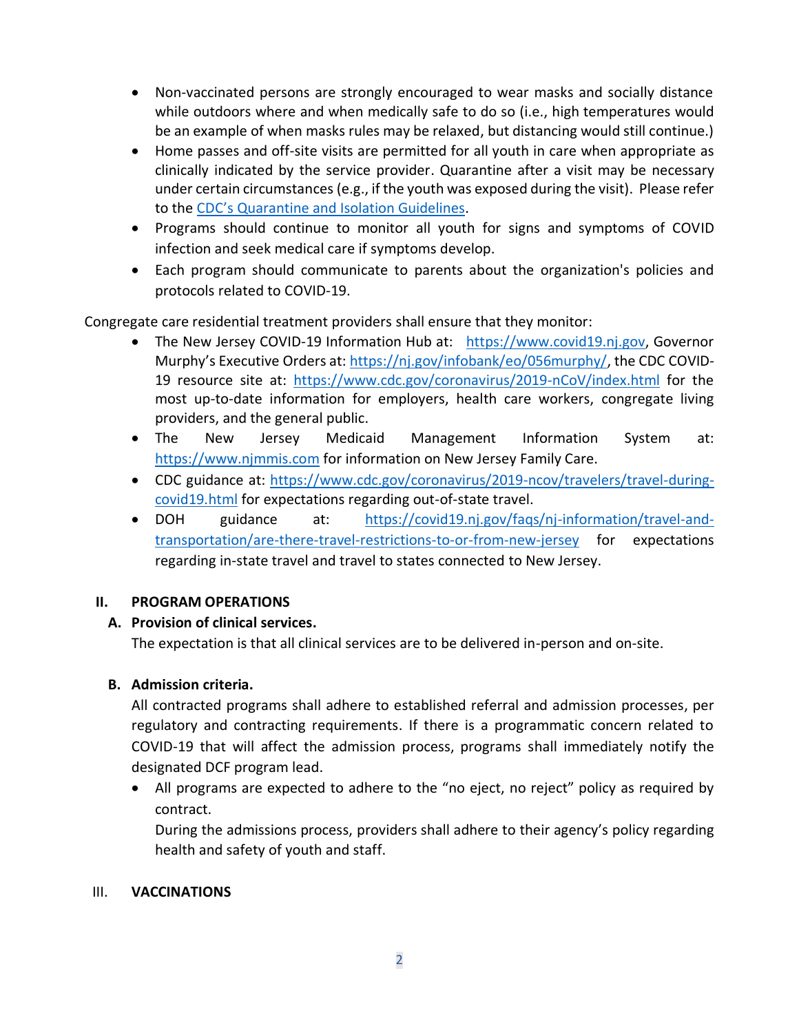- Non-vaccinated persons are strongly encouraged to wear masks and socially distance while outdoors where and when medically safe to do so (i.e., high temperatures would be an example of when masks rules may be relaxed, but distancing would still continue.)
- Home passes and off-site visits are permitted for all youth in care when appropriate as clinically indicated by the service provider. Quarantine after a visit may be necessary under certain circumstances (e.g., if the youth was exposed during the visit). Please refer to the CDC's Quarantine and Isolation Guidelines.
- Programs should continue to monitor all youth for signs and symptoms of COVID infection and seek medical care if symptoms develop.
- Each program should communicate to parents about the organization's policies and protocols related to COVID-19.

Congregate care residential treatment providers shall ensure that they monitor:

- The New Jersey COVID-19 Information Hub at: https://www.covid19.nj.gov, Governor Murphy's Executive Orders at: https://nj.gov/infobank/eo/056murphy/, the CDC COVID-19 resource site at: https://www.cdc.gov/coronavirus/2019-nCoV/index.html for the most up-to-date information for employers, health care workers, congregate living providers, and the general public.
- The New Jersey Medicaid Management Information System at: https://www.njmmis.com for information on New Jersey Family Care.
- CDC guidance at: https://www.cdc.gov/coronavirus/2019-ncov/travelers/travel-during-covid19.html for expectations regarding out-of-state travel.
- DOH guidance at: https://covid19.nj.gov/faqs/nj-information/travel-and-transportation/are-there-travel-restrictions-to-or-from-new-jersey for expectations regarding in-state travel and travel to states connected to New Jersey.

## II. PROGRAM OPERATIONS

### A. Provision of clinical services.

The expectation is that all clinical services are to be delivered in-person and on-site.

### B. Admission criteria.

All contracted programs shall adhere to established referral and admission processes, per regulatory and contracting requirements. If there is a programmatic concern related to COVID-19 that will affect the admission process, programs shall immediately notify the designated DCF program lead.

- All programs are expected to adhere to the "no eject, no reject" policy as required by contract.

  During the admissions process, providers shall adhere to their agency's policy regarding health and safety of youth and staff.

## III. VACCINATIONS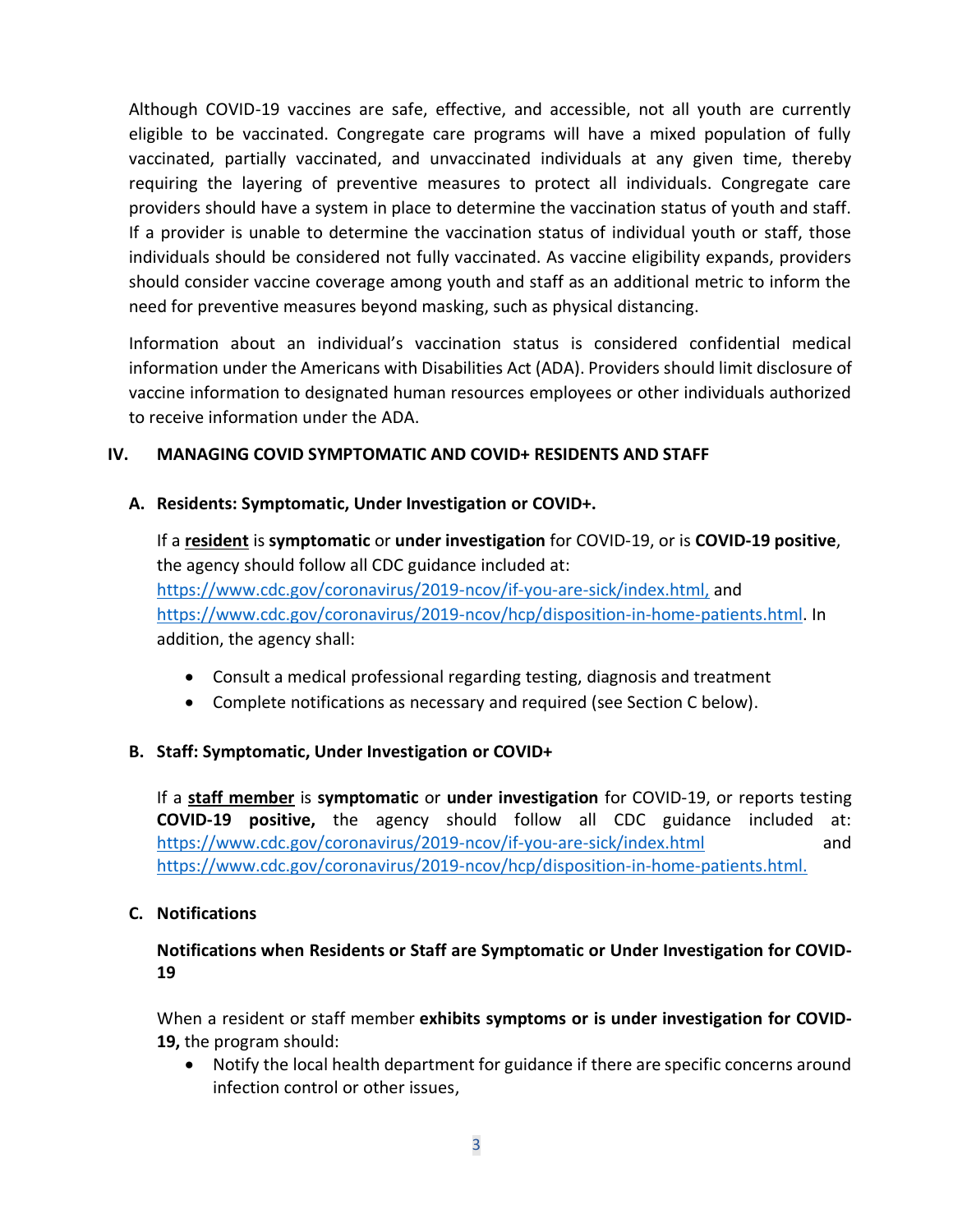Although COVID-19 vaccines are safe, effective, and accessible, not all youth are currently eligible to be vaccinated. Congregate care programs will have a mixed population of fully vaccinated, partially vaccinated, and unvaccinated individuals at any given time, thereby requiring the layering of preventive measures to protect all individuals. Congregate care providers should have a system in place to determine the vaccination status of youth and staff. If a provider is unable to determine the vaccination status of individual youth or staff, those individuals should be considered not fully vaccinated. As vaccine eligibility expands, providers should consider vaccine coverage among youth and staff as an additional metric to inform the need for preventive measures beyond masking, such as physical distancing.

Information about an individual's vaccination status is considered confidential medical information under the Americans with Disabilities Act (ADA). Providers should limit disclosure of vaccine information to designated human resources employees or other individuals authorized to receive information under the ADA.

## IV. MANAGING COVID SYMPTOMATIC AND COVID+ RESIDENTS AND STAFF

### A. Residents: Symptomatic, Under Investigation or COVID+.

If a **resident** is **symptomatic** or **under investigation** for COVID-19, or is **COVID-19 positive**, the agency should follow all CDC guidance included at: https://www.cdc.gov/coronavirus/2019-ncov/if-you-are-sick/index.html, and https://www.cdc.gov/coronavirus/2019-ncov/hcp/disposition-in-home-patients.html. In addition, the agency shall:

- Consult a medical professional regarding testing, diagnosis and treatment
- Complete notifications as necessary and required (see Section C below).

### B. Staff: Symptomatic, Under Investigation or COVID+

If a **staff member** is **symptomatic** or **under investigation** for COVID-19, or reports testing **COVID-19 positive,** the agency should follow all CDC guidance included at: https://www.cdc.gov/coronavirus/2019-ncov/if-you-are-sick/index.html and https://www.cdc.gov/coronavirus/2019-ncov/hcp/disposition-in-home-patients.html.

### C. Notifications

**Notifications when Residents or Staff are Symptomatic or Under Investigation for COVID-19**

When a resident or staff member **exhibits symptoms or is under investigation for COVID-19,** the program should:

- Notify the local health department for guidance if there are specific concerns around infection control or other issues,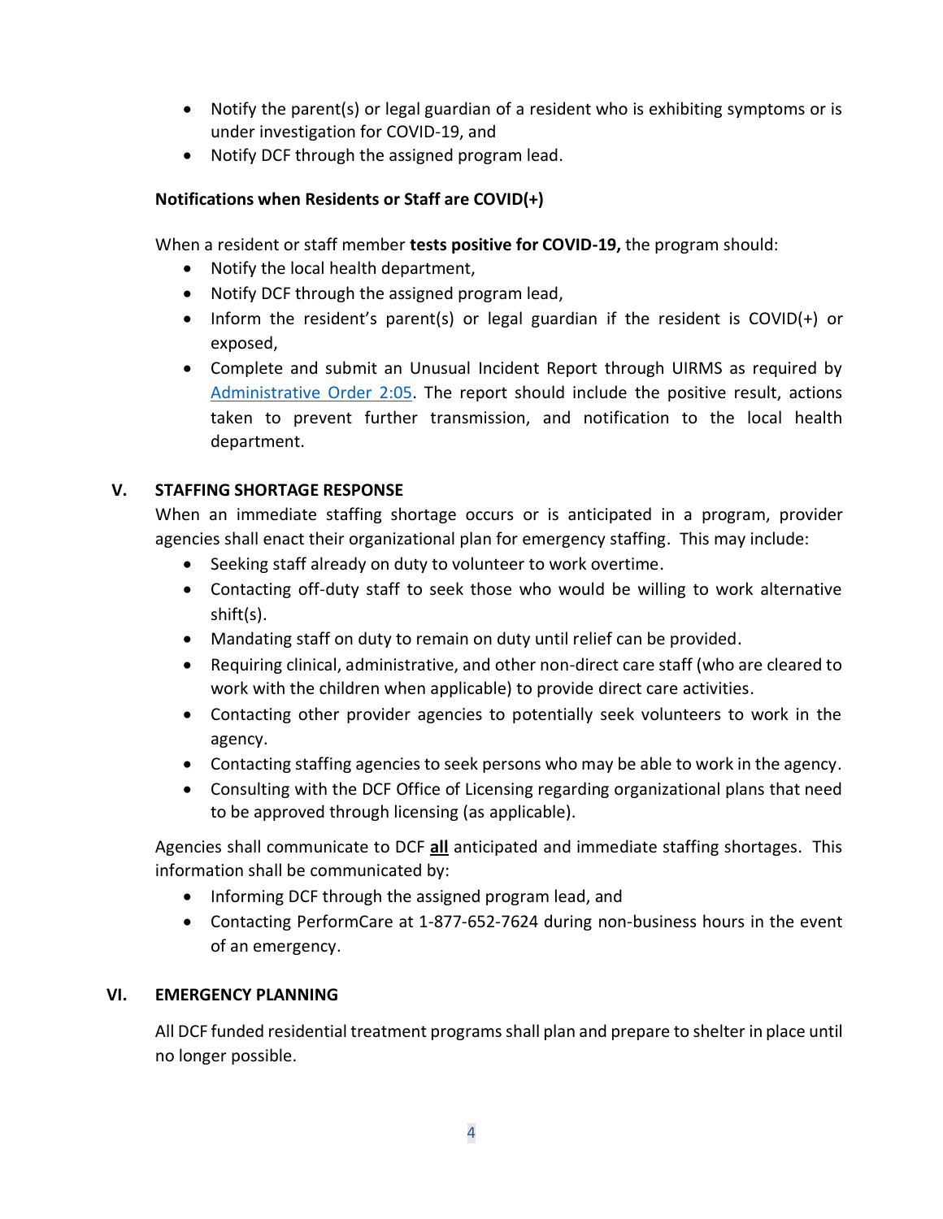- Notify the parent(s) or legal guardian of a resident who is exhibiting symptoms or is under investigation for COVID-19, and
- Notify DCF through the assigned program lead.

**Notifications when Residents or Staff are COVID(+)**

When a resident or staff member **tests positive for COVID-19,** the program should:

- Notify the local health department,
- Notify DCF through the assigned program lead,
- Inform the resident's parent(s) or legal guardian if the resident is COVID(+) or exposed,
- Complete and submit an Unusual Incident Report through UIRMS as required by Administrative Order 2:05. The report should include the positive result, actions taken to prevent further transmission, and notification to the local health department.

## V. STAFFING SHORTAGE RESPONSE

When an immediate staffing shortage occurs or is anticipated in a program, provider agencies shall enact their organizational plan for emergency staffing. This may include:

- Seeking staff already on duty to volunteer to work overtime.
- Contacting off-duty staff to seek those who would be willing to work alternative shift(s).
- Mandating staff on duty to remain on duty until relief can be provided.
- Requiring clinical, administrative, and other non-direct care staff (who are cleared to work with the children when applicable) to provide direct care activities.
- Contacting other provider agencies to potentially seek volunteers to work in the agency.
- Contacting staffing agencies to seek persons who may be able to work in the agency.
- Consulting with the DCF Office of Licensing regarding organizational plans that need to be approved through licensing (as applicable).

Agencies shall communicate to DCF **<u>all</u>** anticipated and immediate staffing shortages. This information shall be communicated by:

- Informing DCF through the assigned program lead, and
- Contacting PerformCare at 1-877-652-7624 during non-business hours in the event of an emergency.

## VI. EMERGENCY PLANNING

All DCF funded residential treatment programs shall plan and prepare to shelter in place until no longer possible.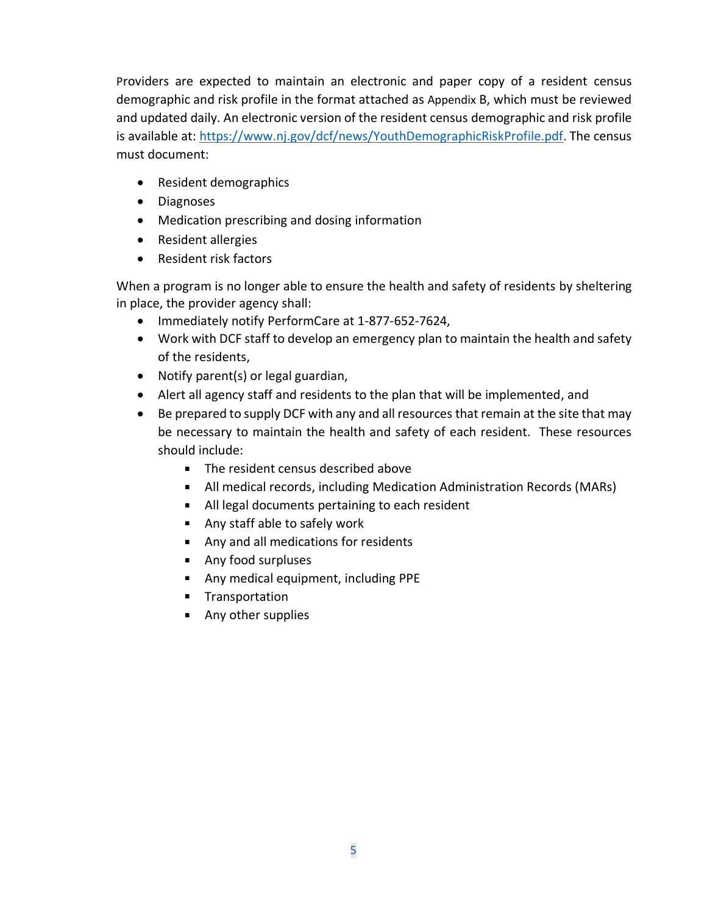Providers are expected to maintain an electronic and paper copy of a resident census demographic and risk profile in the format attached as Appendix B, which must be reviewed and updated daily. An electronic version of the resident census demographic and risk profile is available at: [https://www.nj.gov/dcf/news/YouthDemographicRiskProfile.pdf](https://www.nj.gov/dcf/news/YouthDemographicRiskProfile.pdf). The census must document:

- Resident demographics
- Diagnoses
- Medication prescribing and dosing information
- Resident allergies
- Resident risk factors

When a program is no longer able to ensure the health and safety of residents by sheltering in place, the provider agency shall:

- Immediately notify PerformCare at 1-877-652-7624,
- Work with DCF staff to develop an emergency plan to maintain the health and safety of the residents,
- Notify parent(s) or legal guardian,
- Alert all agency staff and residents to the plan that will be implemented, and
- Be prepared to supply DCF with any and all resources that remain at the site that may be necessary to maintain the health and safety of each resident. These resources should include:
    - The resident census described above
    - All medical records, including Medication Administration Records (MARs)
    - All legal documents pertaining to each resident
    - Any staff able to safely work
    - Any and all medications for residents
    - Any food surpluses
    - Any medical equipment, including PPE
    - Transportation
    - Any other supplies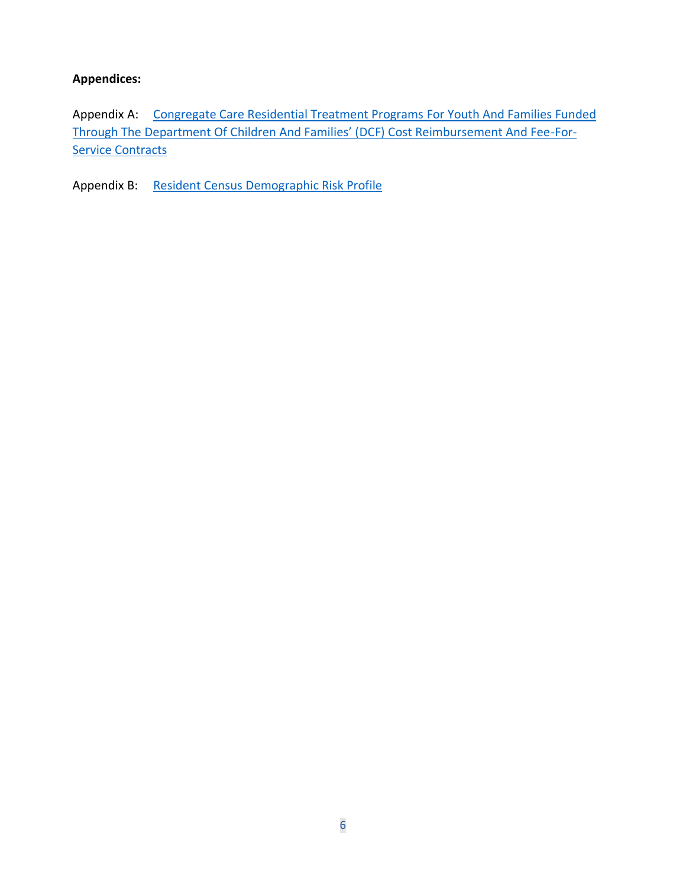**Appendices:**

Appendix A: Congregate Care Residential Treatment Programs For Youth And Families Funded Through The Department Of Children And Families' (DCF) Cost Reimbursement And Fee-For-Service Contracts

Appendix B: Resident Census Demographic Risk Profile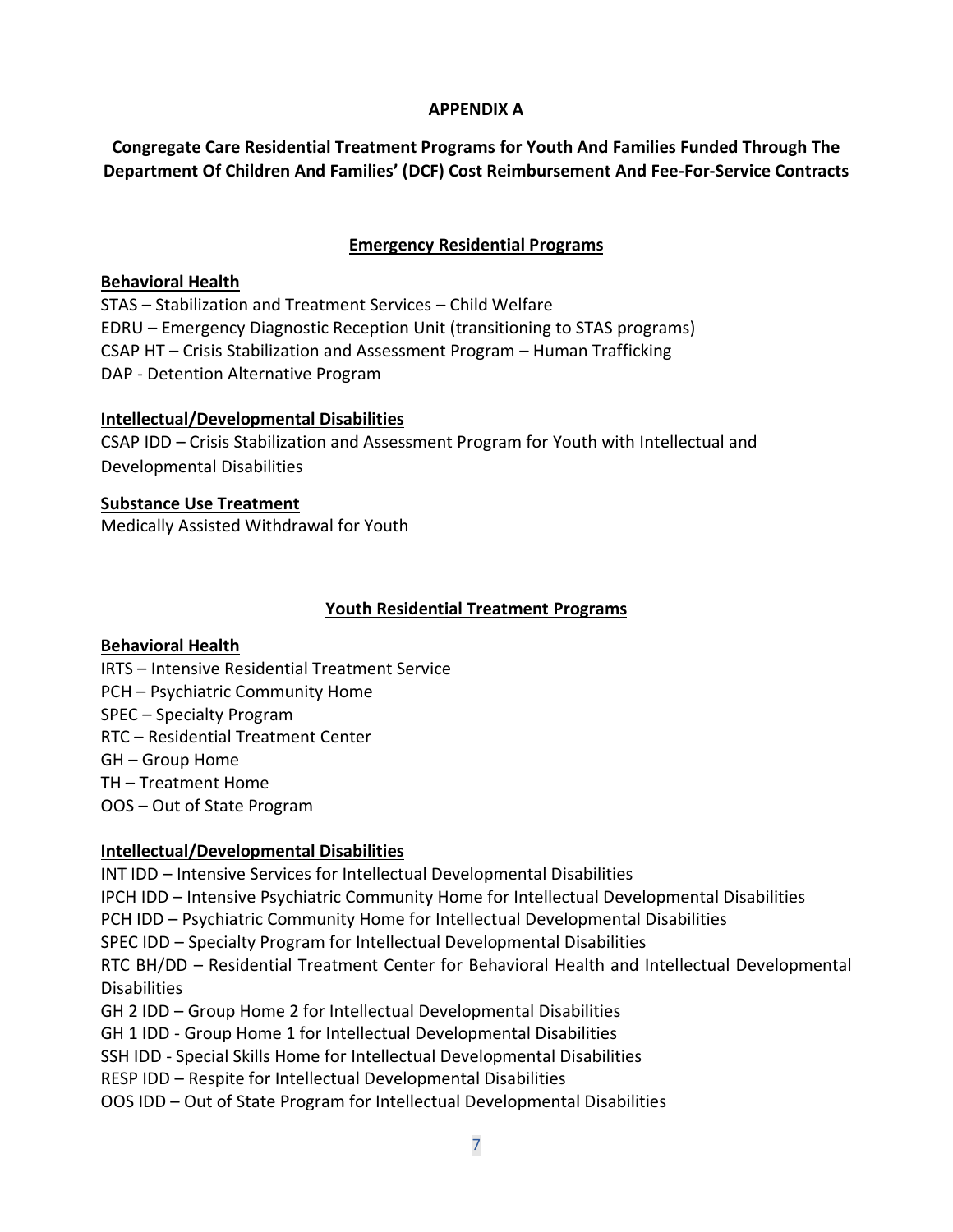**APPENDIX A**

**Congregate Care Residential Treatment Programs for Youth And Families Funded Through The Department Of Children And Families' (DCF) Cost Reimbursement And Fee-For-Service Contracts**

**Emergency Residential Programs**

**Behavioral Health**

STAS – Stabilization and Treatment Services – Child Welfare
EDRU – Emergency Diagnostic Reception Unit (transitioning to STAS programs)
CSAP HT – Crisis Stabilization and Assessment Program – Human Trafficking
DAP - Detention Alternative Program

**Intellectual/Developmental Disabilities**

CSAP IDD – Crisis Stabilization and Assessment Program for Youth with Intellectual and Developmental Disabilities

**Substance Use Treatment**

Medically Assisted Withdrawal for Youth

**Youth Residential Treatment Programs**

**Behavioral Health**

IRTS – Intensive Residential Treatment Service
PCH – Psychiatric Community Home
SPEC – Specialty Program
RTC – Residential Treatment Center
GH – Group Home
TH – Treatment Home
OOS – Out of State Program

**Intellectual/Developmental Disabilities**

INT IDD – Intensive Services for Intellectual Developmental Disabilities
IPCH IDD – Intensive Psychiatric Community Home for Intellectual Developmental Disabilities
PCH IDD – Psychiatric Community Home for Intellectual Developmental Disabilities
SPEC IDD – Specialty Program for Intellectual Developmental Disabilities
RTC BH/DD – Residential Treatment Center for Behavioral Health and Intellectual Developmental Disabilities
GH 2 IDD – Group Home 2 for Intellectual Developmental Disabilities
GH 1 IDD - Group Home 1 for Intellectual Developmental Disabilities
SSH IDD - Special Skills Home for Intellectual Developmental Disabilities
RESP IDD – Respite for Intellectual Developmental Disabilities
OOS IDD – Out of State Program for Intellectual Developmental Disabilities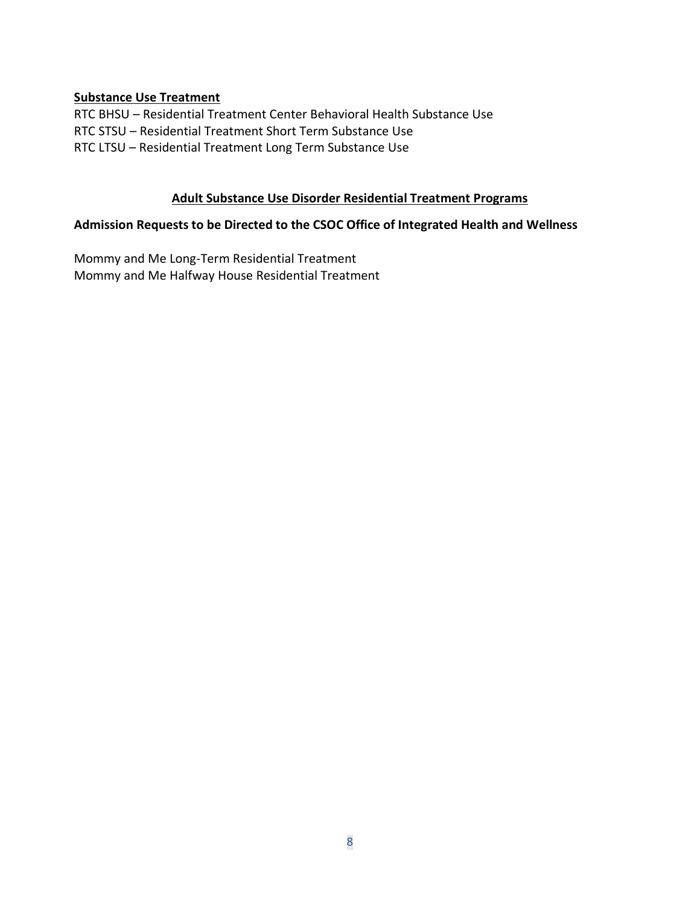**Substance Use Treatment**

RTC BHSU – Residential Treatment Center Behavioral Health Substance Use
RTC STSU – Residential Treatment Short Term Substance Use
RTC LTSU – Residential Treatment Long Term Substance Use

## Adult Substance Use Disorder Residential Treatment Programs

### Admission Requests to be Directed to the CSOC Office of Integrated Health and Wellness

Mommy and Me Long-Term Residential Treatment
Mommy and Me Halfway House Residential Treatment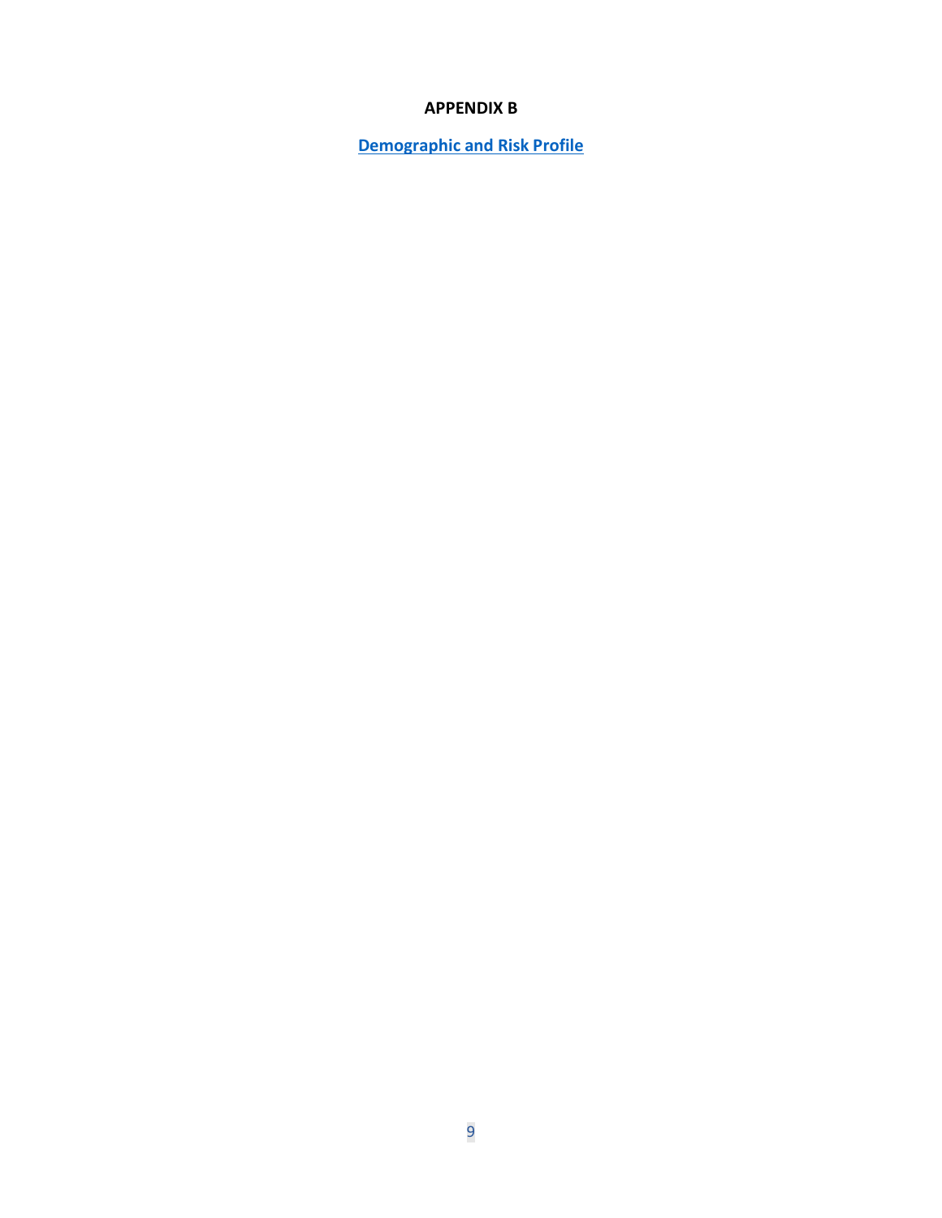# APPENDIX B

**Demographic and Risk Profile**